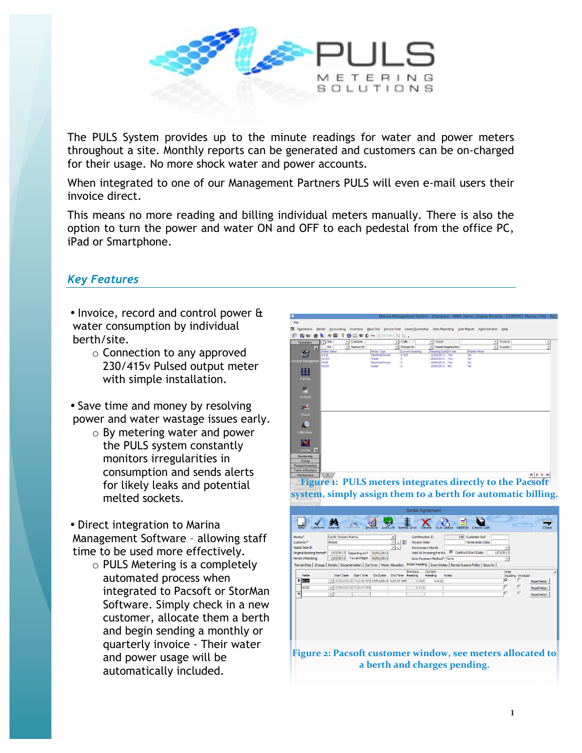The PULS System provides up to the minute readings for water and power meters throughout a site. Monthly reports can be generated and customers can be on-charged for their usage. No more shock water and power accounts.

When integrated to one of our Management Partners PULS will even e-mail users their invoice direct.

This means no more reading and billing individual meters manually. There is also the option to turn the power and water ON and OFF to each pedestal from the office PC, iPad or Smartphone.

## *Key Features*

- Invoice, record and control power & water consumption by individual berth/site.
  - Connection to any approved 230/415v Pulsed output meter with simple installation.
- Save time and money by resolving power and water wastage issues early.
  - By metering water and power the PULS system constantly monitors irregularities in consumption and sends alerts for likely leaks and potential melted sockets.
- Direct integration to Marina Management Software – allowing staff time to be used more effectively.
  - PULS Metering is a completely automated process when integrated to Pacsoft or StorMan Software. Simply check in a new customer, allocate them a berth and begin sending a monthly or quarterly invoice - Their water and power usage will be automatically included.

**Figure 1: PULS meters integrates directly to the Pacsoft system, simply assign them to a berth for automatic billing.**

**Figure 2: Pacsoft customer window, see meters allocated to a berth and charges pending.**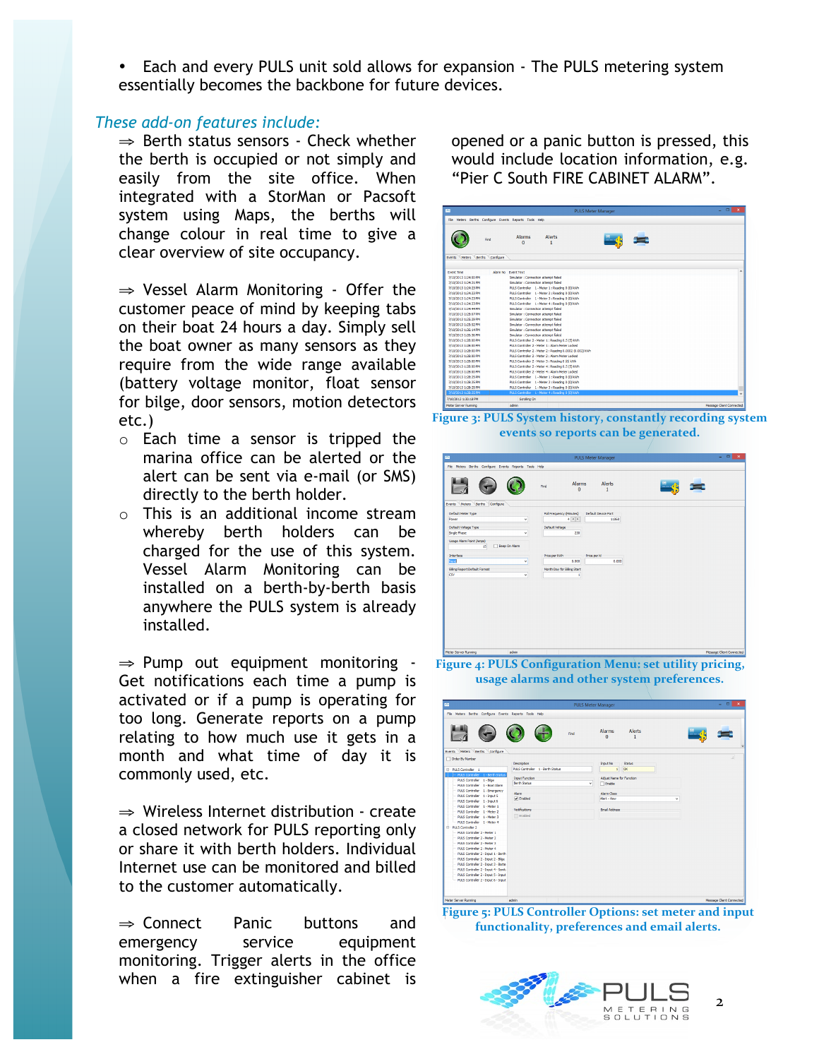- Each and every PULS unit sold allows for expansion - The PULS metering system essentially becomes the backbone for future devices.

*These add-on features include:*

⇒ Berth status sensors - Check whether the berth is occupied or not simply and easily from the site office. When integrated with a StorMan or Pacsoft system using Maps, the berths will change colour in real time to give a clear overview of site occupancy.

⇒ Vessel Alarm Monitoring - Offer the customer peace of mind by keeping tabs on their boat 24 hours a day. Simply sell the boat owner as many sensors as they require from the wide range available (battery voltage monitor, float sensor for bilge, door sensors, motion detectors etc.)

- Each time a sensor is tripped the marina office can be alerted or the alert can be sent via e-mail (or SMS) directly to the berth holder.
- This is an additional income stream whereby berth holders can be charged for the use of this system. Vessel Alarm Monitoring can be installed on a berth-by-berth basis anywhere the PULS system is already installed.

⇒ Pump out equipment monitoring - Get notifications each time a pump is activated or if a pump is operating for too long. Generate reports on a pump relating to how much use it gets in a month and what time of day it is commonly used, etc.

⇒ Wireless Internet distribution - create a closed network for PULS reporting only or share it with berth holders. Individual Internet use can be monitored and billed to the customer automatically.

⇒ Connect Panic buttons and emergency service equipment monitoring. Trigger alerts in the office when a fire extinguisher cabinet is opened or a panic button is pressed, this would include location information, e.g. “Pier C South FIRE CABINET ALARM”.

Figure 3: PULS System history, constantly recording system events so reports can be generated.

Figure 4: PULS Configuration Menu: set utility pricing, usage alarms and other system preferences.

Figure 5: PULS Controller Options: set meter and input functionality, preferences and email alerts.